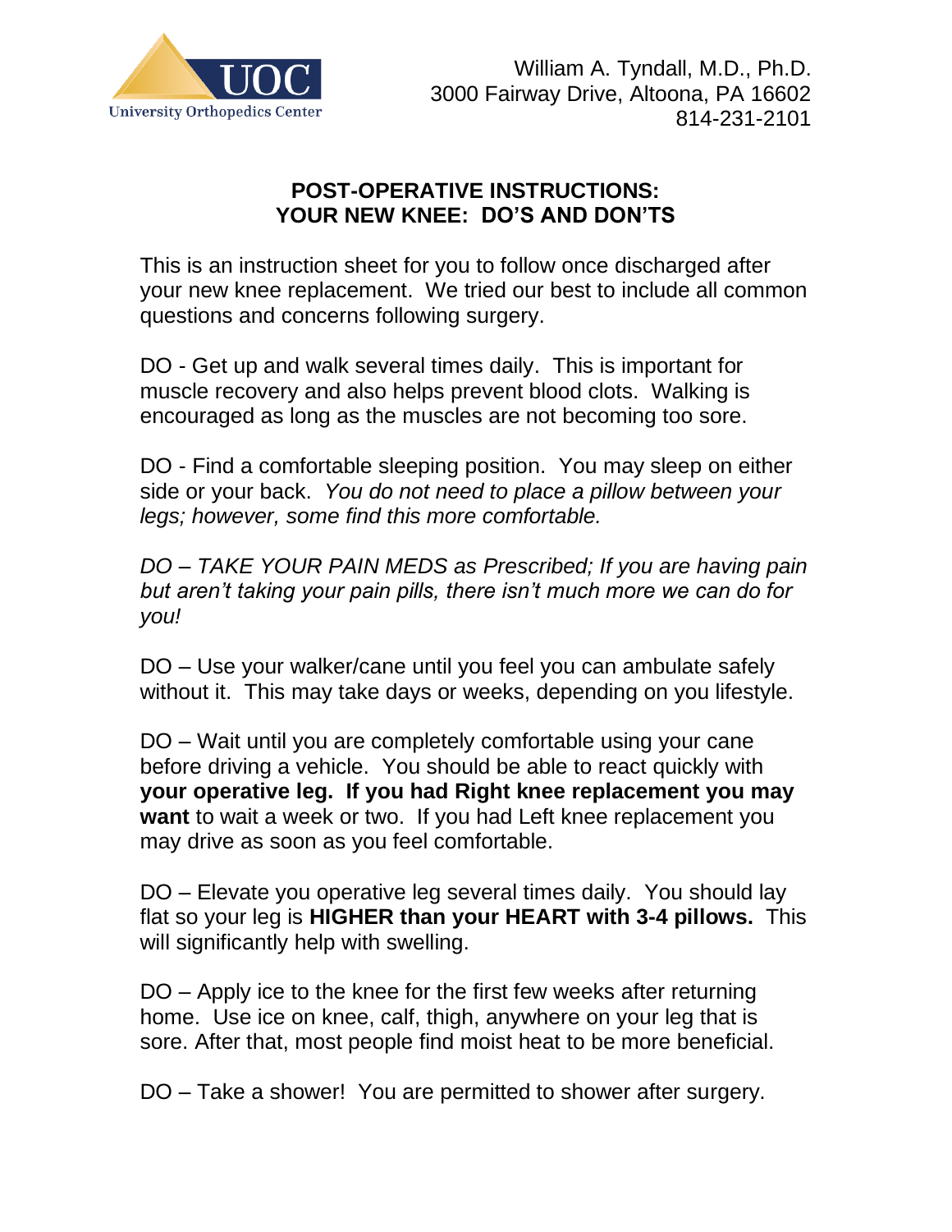University Orthopedics Center

William A. Tyndall, M.D., Ph.D.
3000 Fairway Drive, Altoona, PA 16602
814-231-2101

# POST-OPERATIVE INSTRUCTIONS: YOUR NEW KNEE: DO'S AND DON'TS

This is an instruction sheet for you to follow once discharged after your new knee replacement. We tried our best to include all common questions and concerns following surgery.

DO - Get up and walk several times daily. This is important for muscle recovery and also helps prevent blood clots. Walking is encouraged as long as the muscles are not becoming too sore.

DO - Find a comfortable sleeping position. You may sleep on either side or your back. *You do not need to place a pillow between your legs; however, some find this more comfortable.*

*DO – TAKE YOUR PAIN MEDS as Prescribed; If you are having pain but aren't taking your pain pills, there isn't much more we can do for you!*

DO – Use your walker/cane until you feel you can ambulate safely without it. This may take days or weeks, depending on you lifestyle.

DO – Wait until you are completely comfortable using your cane before driving a vehicle. You should be able to react quickly with **your operative leg. If you had Right knee replacement you may want** to wait a week or two. If you had Left knee replacement you may drive as soon as you feel comfortable.

DO – Elevate you operative leg several times daily. You should lay flat so your leg is **HIGHER than your HEART with 3-4 pillows.** This will significantly help with swelling.

DO – Apply ice to the knee for the first few weeks after returning home. Use ice on knee, calf, thigh, anywhere on your leg that is sore. After that, most people find moist heat to be more beneficial.

DO – Take a shower! You are permitted to shower after surgery.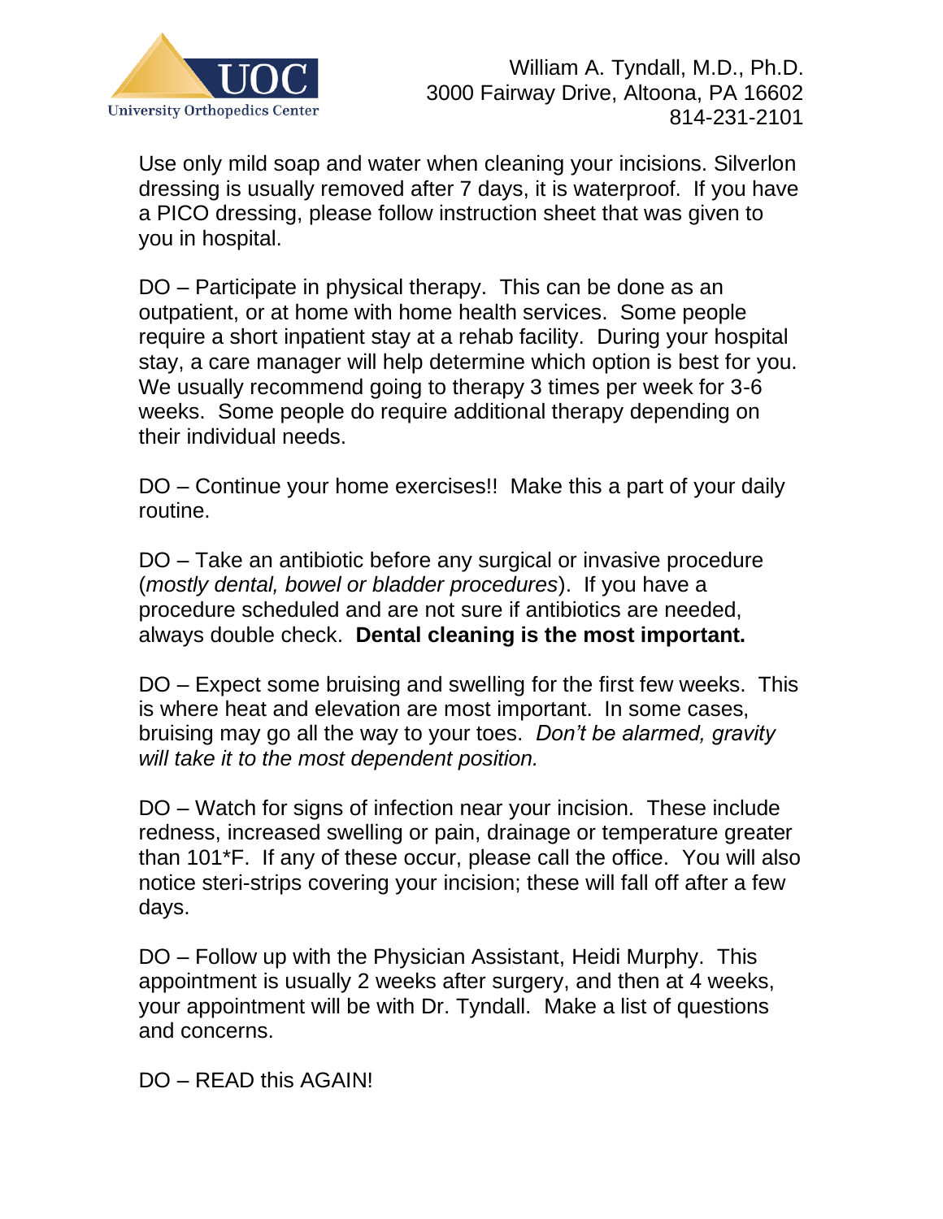Use only mild soap and water when cleaning your incisions. Silverlon dressing is usually removed after 7 days, it is waterproof. If you have a PICO dressing, please follow instruction sheet that was given to you in hospital.

DO – Participate in physical therapy. This can be done as an outpatient, or at home with home health services. Some people require a short inpatient stay at a rehab facility. During your hospital stay, a care manager will help determine which option is best for you. We usually recommend going to therapy 3 times per week for 3-6 weeks. Some people do require additional therapy depending on their individual needs.

DO – Continue your home exercises!! Make this a part of your daily routine.

DO – Take an antibiotic before any surgical or invasive procedure (*mostly dental, bowel or bladder procedures*). If you have a procedure scheduled and are not sure if antibiotics are needed, always double check. **Dental cleaning is the most important.**

DO – Expect some bruising and swelling for the first few weeks. This is where heat and elevation are most important. In some cases, bruising may go all the way to your toes. *Don't be alarmed, gravity will take it to the most dependent position.*

DO – Watch for signs of infection near your incision. These include redness, increased swelling or pain, drainage or temperature greater than 101*F. If any of these occur, please call the office. You will also notice steri-strips covering your incision; these will fall off after a few days.

DO – Follow up with the Physician Assistant, Heidi Murphy. This appointment is usually 2 weeks after surgery, and then at 4 weeks, your appointment will be with Dr. Tyndall. Make a list of questions and concerns.

DO – READ this AGAIN!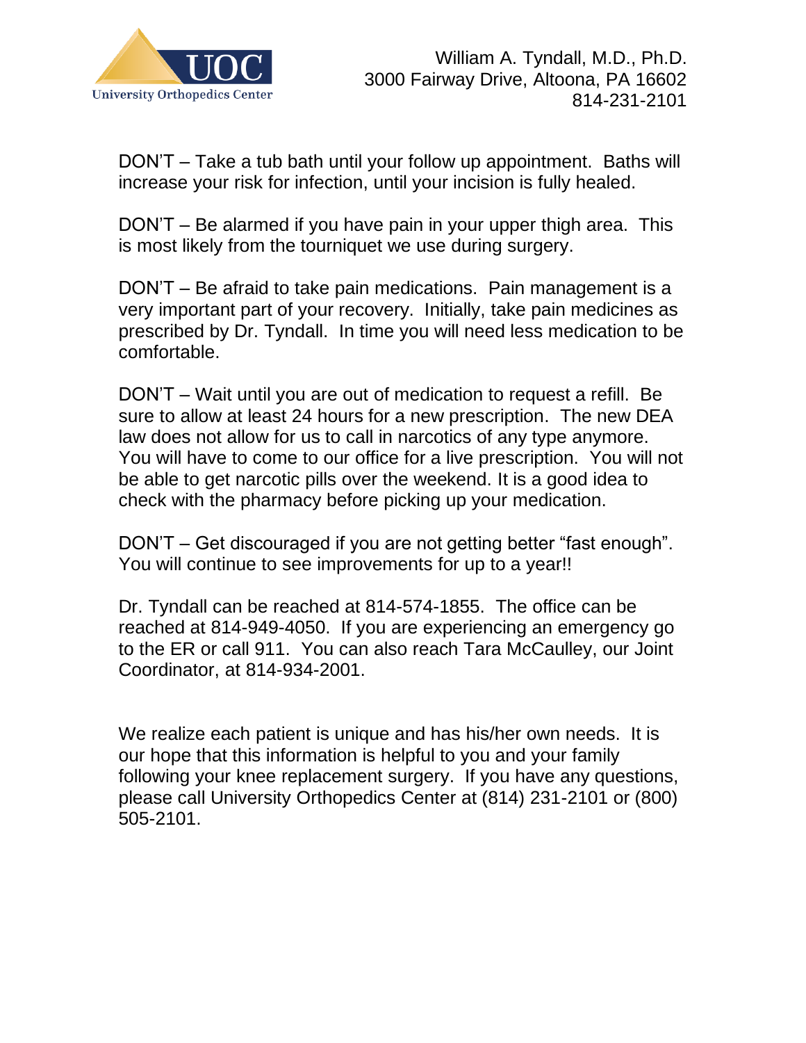DON'T – Take a tub bath until your follow up appointment. Baths will increase your risk for infection, until your incision is fully healed.

DON'T – Be alarmed if you have pain in your upper thigh area. This is most likely from the tourniquet we use during surgery.

DON'T – Be afraid to take pain medications. Pain management is a very important part of your recovery. Initially, take pain medicines as prescribed by Dr. Tyndall. In time you will need less medication to be comfortable.

DON'T – Wait until you are out of medication to request a refill. Be sure to allow at least 24 hours for a new prescription. The new DEA law does not allow for us to call in narcotics of any type anymore. You will have to come to our office for a live prescription. You will not be able to get narcotic pills over the weekend. It is a good idea to check with the pharmacy before picking up your medication.

DON'T – Get discouraged if you are not getting better "fast enough". You will continue to see improvements for up to a year!!

Dr. Tyndall can be reached at 814-574-1855. The office can be reached at 814-949-4050. If you are experiencing an emergency go to the ER or call 911. You can also reach Tara McCaulley, our Joint Coordinator, at 814-934-2001.

We realize each patient is unique and has his/her own needs. It is our hope that this information is helpful to you and your family following your knee replacement surgery. If you have any questions, please call University Orthopedics Center at (814) 231-2101 or (800) 505-2101.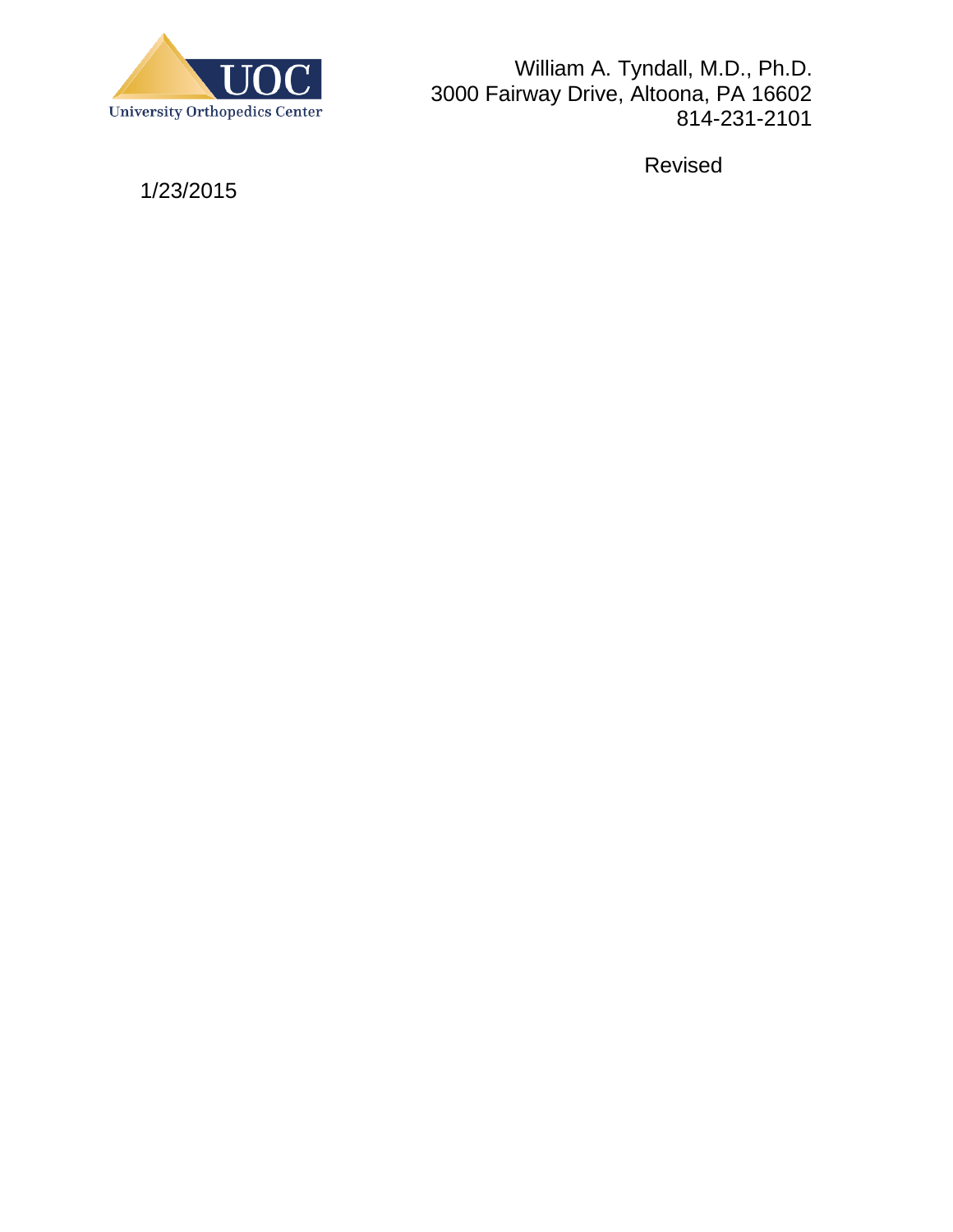UOC
University Orthopedics Center

William A. Tyndall, M.D., Ph.D.
3000 Fairway Drive, Altoona, PA 16602
814-231-2101

Revised

1/23/2015